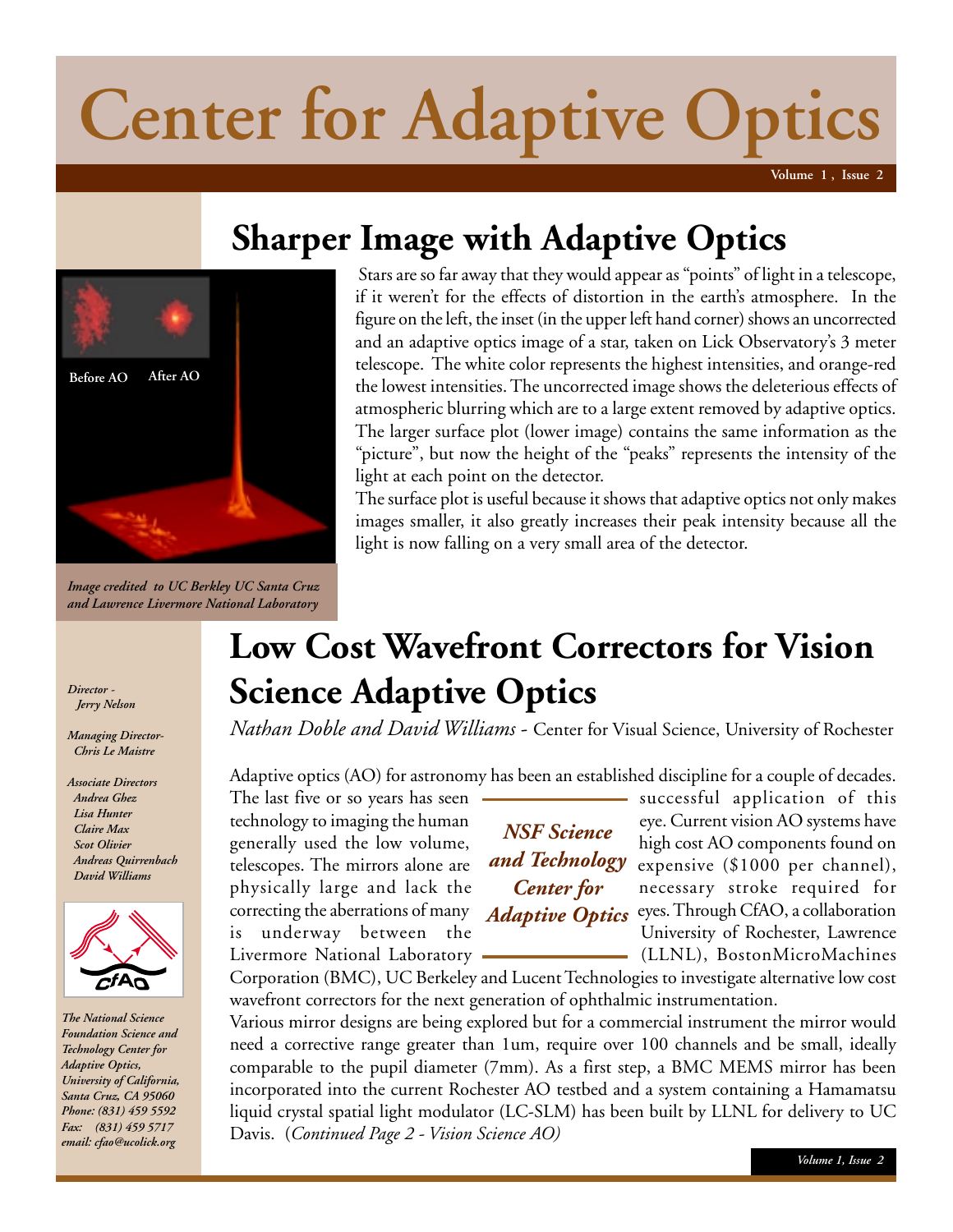# Center for Adaptive Optics

## Sharper Image with Adaptive Optics

*Image credited to UC Berkley UC Santa Cruz and Lawrence Livermore National Laboratory*

Stars are so far away that they would appear as "points" of light in a telescope, if it weren't for the effects of distortion in the earth's atmosphere. In the figure on the left, the inset (in the upper left hand corner) shows an uncorrected and an adaptive optics image of a star, taken on Lick Observatory's 3 meter telescope. The white color represents the highest intensities, and orange-red the lowest intensities. The uncorrected image shows the deleterious effects of atmospheric blurring which are to a large extent removed by adaptive optics. The larger surface plot (lower image) contains the same information as the "picture", but now the height of the "peaks" represents the intensity of the light at each point on the detector.

The surface plot is useful because it shows that adaptive optics not only makes images smaller, it also greatly increases their peak intensity because all the light is now falling on a very small area of the detector.

*Director -*
*Jerry Nelson*

*Managing Director-*
*Chris Le Maistre*

*Associate Directors*
*Andrea Ghez*
*Lisa Hunter*
*Claire Max*
*Scot Olivier*
*Andreas Quirrenbach*
*David Williams*

*The National Science Foundation Science and Technology Center for Adaptive Optics, University of California, Santa Cruz, CA 95060*
*Phone: (831) 459 5592*
*Fax: (831) 459 5717*
*email: cfao@ucolick.org*

## Low Cost Wavefront Correctors for Vision Science Adaptive Optics

*Nathan Doble and David Williams* - Center for Visual Science, University of Rochester

Adaptive optics (AO) for astronomy has been an established discipline for a couple of decades. The last five or so years has seen successful application of this technology to imaging the human eye. Current vision AO systems have generally used the low volume, high cost AO components found on telescopes. The mirrors alone are expensive ($1000 per channel), physically large and lack the necessary stroke required for correcting the aberrations of many eyes. Through CfAO, a collaboration is underway between the University of Rochester, Lawrence Livermore National Laboratory (LLNL), BostonMicroMachines Corporation (BMC), UC Berkeley and Lucent Technologies to investigate alternative low cost wavefront correctors for the next generation of ophthalmic instrumentation.

***NSF Science and Technology Center for Adaptive Optics***

Various mirror designs are being explored but for a commercial instrument the mirror would need a corrective range greater than 1um, require over 100 channels and be small, ideally comparable to the pupil diameter (7mm). As a first step, a BMC MEMS mirror has been incorporated into the current Rochester AO testbed and a system containing a Hamamatsu liquid crystal spatial light modulator (LC-SLM) has been built by LLNL for delivery to UC Davis. (*Continued Page 2 - Vision Science AO)*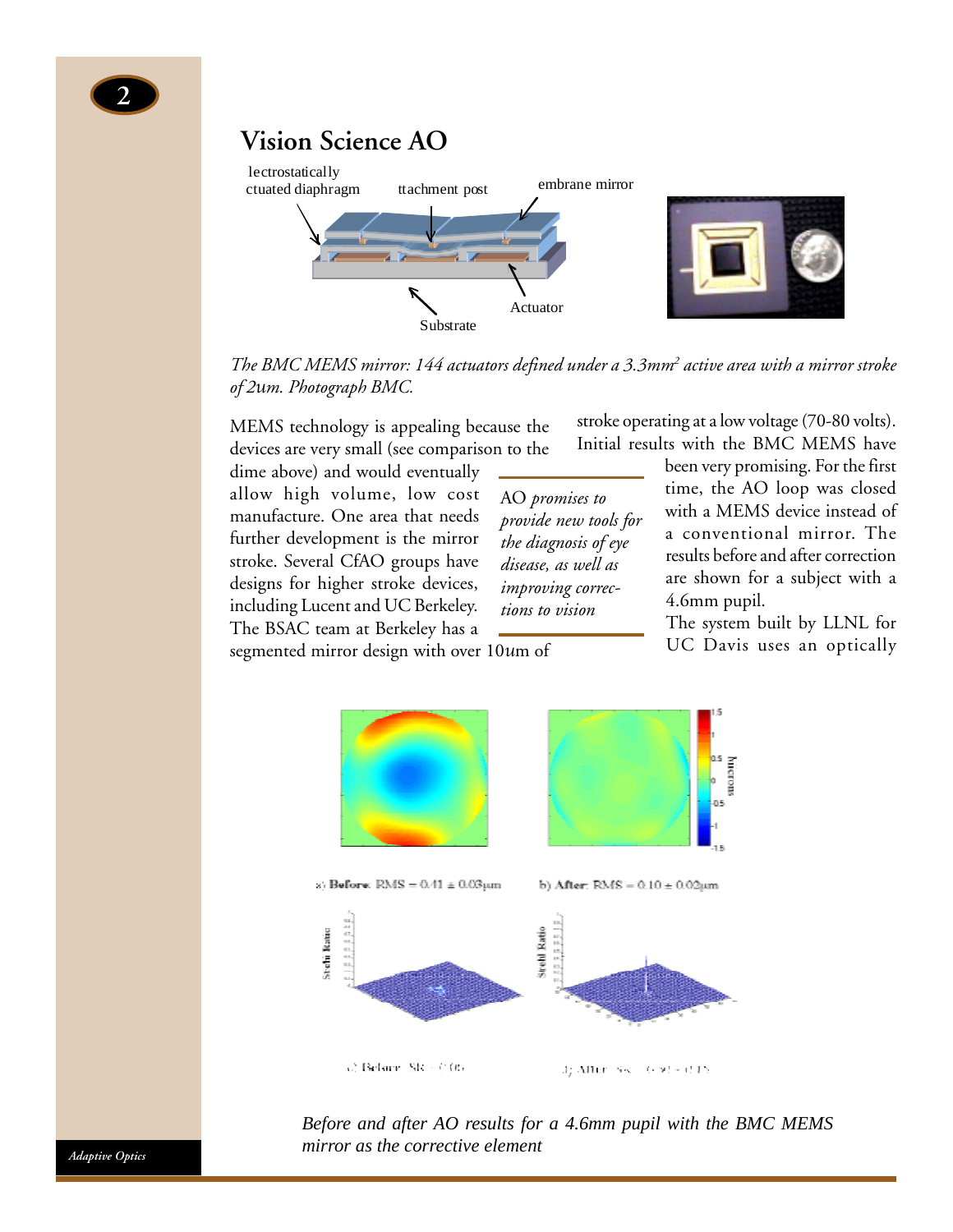## Vision Science AO

*The BMC MEMS mirror: 144 actuators defined under a 3.3mm² active area with a mirror stroke of 2um. Photograph BMC.*

MEMS technology is appealing because the devices are very small (see comparison to the dime above) and would eventually allow high volume, low cost manufacture. One area that needs further development is the mirror stroke. Several CfAO groups have designs for higher stroke devices, including Lucent and UC Berkeley. The BSAC team at Berkeley has a segmented mirror design with over 10um of stroke operating at a low voltage (70-80 volts). Initial results with the BMC MEMS have been very promising. For the first time, the AO loop was closed with a MEMS device instead of a conventional mirror. The results before and after correction are shown for a subject with a 4.6mm pupil.

> AO *promises to provide new tools for the diagnosis of eye disease, as well as improving corrections to vision*

The system built by LLNL for UC Davis uses an optically

*Before and after AO results for a 4.6mm pupil with the BMC MEMS mirror as the corrective element*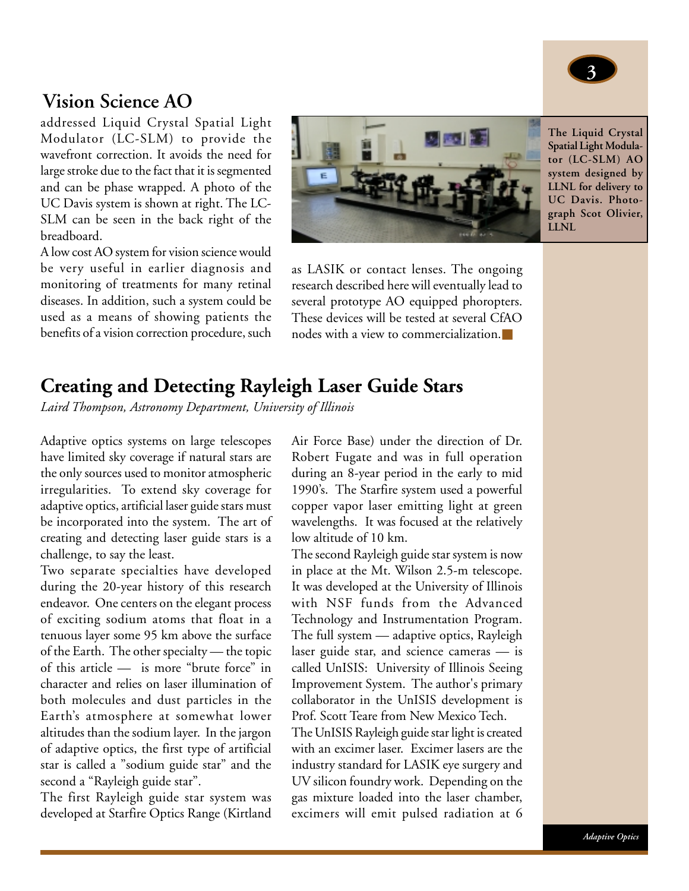## Vision Science AO

addressed Liquid Crystal Spatial Light Modulator (LC-SLM) to provide the wavefront correction. It avoids the need for large stroke due to the fact that it is segmented and can be phase wrapped. A photo of the UC Davis system is shown at right. The LC-SLM can be seen in the back right of the breadboard.

A low cost AO system for vision science would be very useful in earlier diagnosis and monitoring of treatments for many retinal diseases. In addition, such a system could be used as a means of showing patients the benefits of a vision correction procedure, such as LASIK or contact lenses. The ongoing research described here will eventually lead to several prototype AO equipped phoropters. These devices will be tested at several CfAO nodes with a view to commercialization.■

**The Liquid Crystal Spatial Light Modulator (LC-SLM) AO system designed by LLNL for delivery to UC Davis. Photograph Scot Olivier, LLNL**

## Creating and Detecting Rayleigh Laser Guide Stars

*Laird Thompson, Astronomy Department, University of Illinois*

Adaptive optics systems on large telescopes have limited sky coverage if natural stars are the only sources used to monitor atmospheric irregularities. To extend sky coverage for adaptive optics, artificial laser guide stars must be incorporated into the system. The art of creating and detecting laser guide stars is a challenge, to say the least.

Two separate specialties have developed during the 20-year history of this research endeavor. One centers on the elegant process of exciting sodium atoms that float in a tenuous layer some 95 km above the surface of the Earth. The other specialty — the topic of this article — is more "brute force" in character and relies on laser illumination of both molecules and dust particles in the Earth's atmosphere at somewhat lower altitudes than the sodium layer. In the jargon of adaptive optics, the first type of artificial star is called a "sodium guide star" and the second a "Rayleigh guide star".

The first Rayleigh guide star system was developed at Starfire Optics Range (Kirtland Air Force Base) under the direction of Dr. Robert Fugate and was in full operation during an 8-year period in the early to mid 1990's. The Starfire system used a powerful copper vapor laser emitting light at green wavelengths. It was focused at the relatively low altitude of 10 km.

The second Rayleigh guide star system is now in place at the Mt. Wilson 2.5-m telescope. It was developed at the University of Illinois with NSF funds from the Advanced Technology and Instrumentation Program. The full system — adaptive optics, Rayleigh laser guide star, and science cameras — is called UnISIS: University of Illinois Seeing Improvement System. The author's primary collaborator in the UnISIS development is Prof. Scott Teare from New Mexico Tech.

The UnISIS Rayleigh guide star light is created with an excimer laser. Excimer lasers are the industry standard for LASIK eye surgery and UV silicon foundry work. Depending on the gas mixture loaded into the laser chamber, excimers will emit pulsed radiation at 6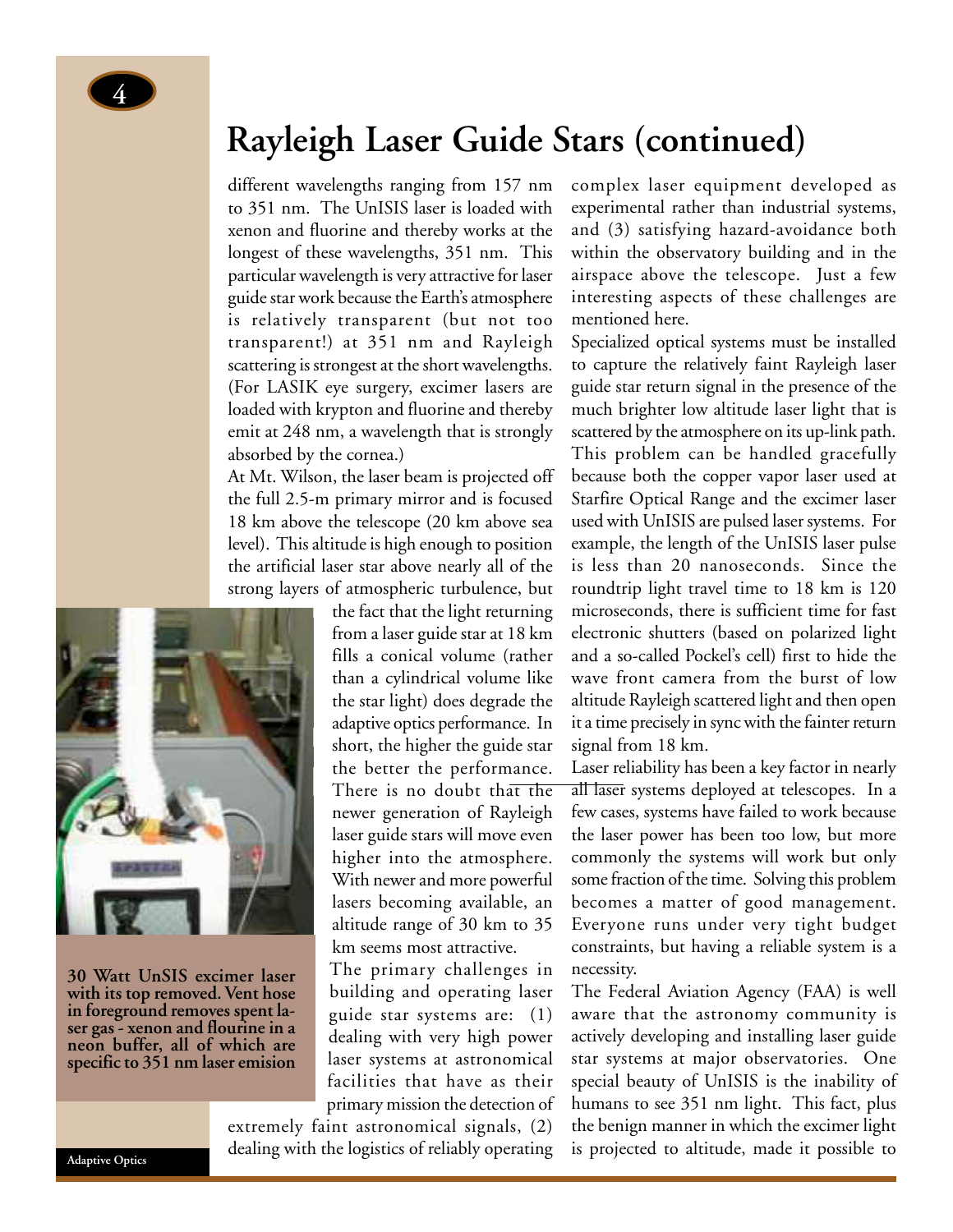# Rayleigh Laser Guide Stars (continued)

different wavelengths ranging from 157 nm to 351 nm. The UnISIS laser is loaded with xenon and fluorine and thereby works at the longest of these wavelengths, 351 nm. This particular wavelength is very attractive for laser guide star work because the Earth's atmosphere is relatively transparent (but not too transparent!) at 351 nm and Rayleigh scattering is strongest at the short wavelengths. (For LASIK eye surgery, excimer lasers are loaded with krypton and fluorine and thereby emit at 248 nm, a wavelength that is strongly absorbed by the cornea.)

At Mt. Wilson, the laser beam is projected off the full 2.5-m primary mirror and is focused 18 km above the telescope (20 km above sea level). This altitude is high enough to position the artificial laser star above nearly all of the strong layers of atmospheric turbulence, but the fact that the light returning from a laser guide star at 18 km fills a conical volume (rather than a cylindrical volume like the star light) does degrade the adaptive optics performance. In short, the higher the guide star the better the performance. There is no doubt that the newer generation of Rayleigh laser guide stars will move even higher into the atmosphere. With newer and more powerful lasers becoming available, an altitude range of 30 km to 35 km seems most attractive.

**30 Watt UnSIS excimer laser with its top removed. Vent hose in foreground removes spent laser gas - xenon and flourine in a neon buffer, all of which are specific to 351 nm laser emision**

The primary challenges in building and operating laser guide star systems are: (1) dealing with very high power laser systems at astronomical facilities that have as their primary mission the detection of extremely faint astronomical signals, (2) dealing with the logistics of reliably operating complex laser equipment developed as experimental rather than industrial systems, and (3) satisfying hazard-avoidance both within the observatory building and in the airspace above the telescope. Just a few interesting aspects of these challenges are mentioned here.

Specialized optical systems must be installed to capture the relatively faint Rayleigh laser guide star return signal in the presence of the much brighter low altitude laser light that is scattered by the atmosphere on its up-link path. This problem can be handled gracefully because both the copper vapor laser used at Starfire Optical Range and the excimer laser used with UnISIS are pulsed laser systems. For example, the length of the UnISIS laser pulse is less than 20 nanoseconds. Since the roundtrip light travel time to 18 km is 120 microseconds, there is sufficient time for fast electronic shutters (based on polarized light and a so-called Pockel's cell) first to hide the wave front camera from the burst of low altitude Rayleigh scattered light and then open it a time precisely in sync with the fainter return signal from 18 km.

Laser reliability has been a key factor in nearly all laser systems deployed at telescopes. In a few cases, systems have failed to work because the laser power has been too low, but more commonly the systems will work but only some fraction of the time. Solving this problem becomes a matter of good management. Everyone runs under very tight budget constraints, but having a reliable system is a necessity.

The Federal Aviation Agency (FAA) is well aware that the astronomy community is actively developing and installing laser guide star systems at major observatories. One special beauty of UnISIS is the inability of humans to see 351 nm light. This fact, plus the benign manner in which the excimer light is projected to altitude, made it possible to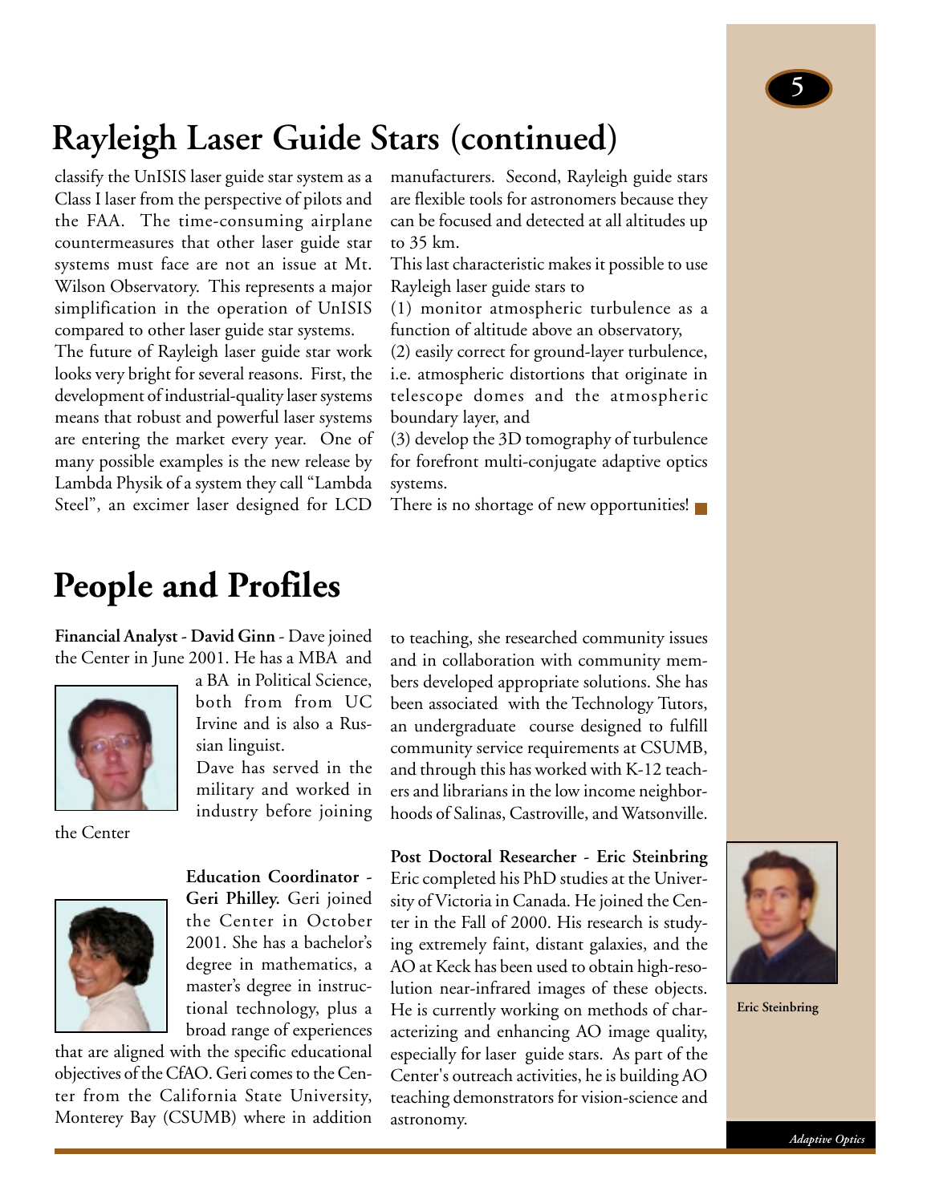# Rayleigh Laser Guide Stars (continued)

classify the UnISIS laser guide star system as a Class I laser from the perspective of pilots and the FAA. The time-consuming airplane countermeasures that other laser guide star systems must face are not an issue at Mt. Wilson Observatory. This represents a major simplification in the operation of UnISIS compared to other laser guide star systems.

The future of Rayleigh laser guide star work looks very bright for several reasons. First, the development of industrial-quality laser systems means that robust and powerful laser systems are entering the market every year. One of many possible examples is the new release by Lambda Physik of a system they call "Lambda Steel", an excimer laser designed for LCD manufacturers. Second, Rayleigh guide stars are flexible tools for astronomers because they can be focused and detected at all altitudes up to 35 km.

This last characteristic makes it possible to use Rayleigh laser guide stars to

(1) monitor atmospheric turbulence as a function of altitude above an observatory,

(2) easily correct for ground-layer turbulence, i.e. atmospheric distortions that originate in telescope domes and the atmospheric boundary layer, and

(3) develop the 3D tomography of turbulence for forefront multi-conjugate adaptive optics systems.

There is no shortage of new opportunities!

# People and Profiles

**Financial Analyst - David Ginn** - Dave joined the Center in June 2001. He has a MBA and a BA in Political Science, both from from UC Irvine and is also a Russian linguist.

Dave has served in the military and worked in industry before joining the Center

**Education Coordinator - Geri Philley.** Geri joined the Center in October 2001. She has a bachelor's degree in mathematics, a master's degree in instructional technology, plus a broad range of experiences that are aligned with the specific educational objectives of the CfAO. Geri comes to the Center from the California State University, Monterey Bay (CSUMB) where in addition to teaching, she researched community issues and in collaboration with community members developed appropriate solutions. She has been associated with the Technology Tutors, an undergraduate course designed to fulfill community service requirements at CSUMB, and through this has worked with K-12 teachers and librarians in the low income neighborhoods of Salinas, Castroville, and Watsonville.

**Post Doctoral Researcher - Eric Steinbring** Eric completed his PhD studies at the University of Victoria in Canada. He joined the Center in the Fall of 2000. His research is studying extremely faint, distant galaxies, and the AO at Keck has been used to obtain high-resolution near-infrared images of these objects. He is currently working on methods of characterizing and enhancing AO image quality, especially for laser guide stars. As part of the Center's outreach activities, he is building AO teaching demonstrators for vision-science and astronomy.

**Eric Steinbring**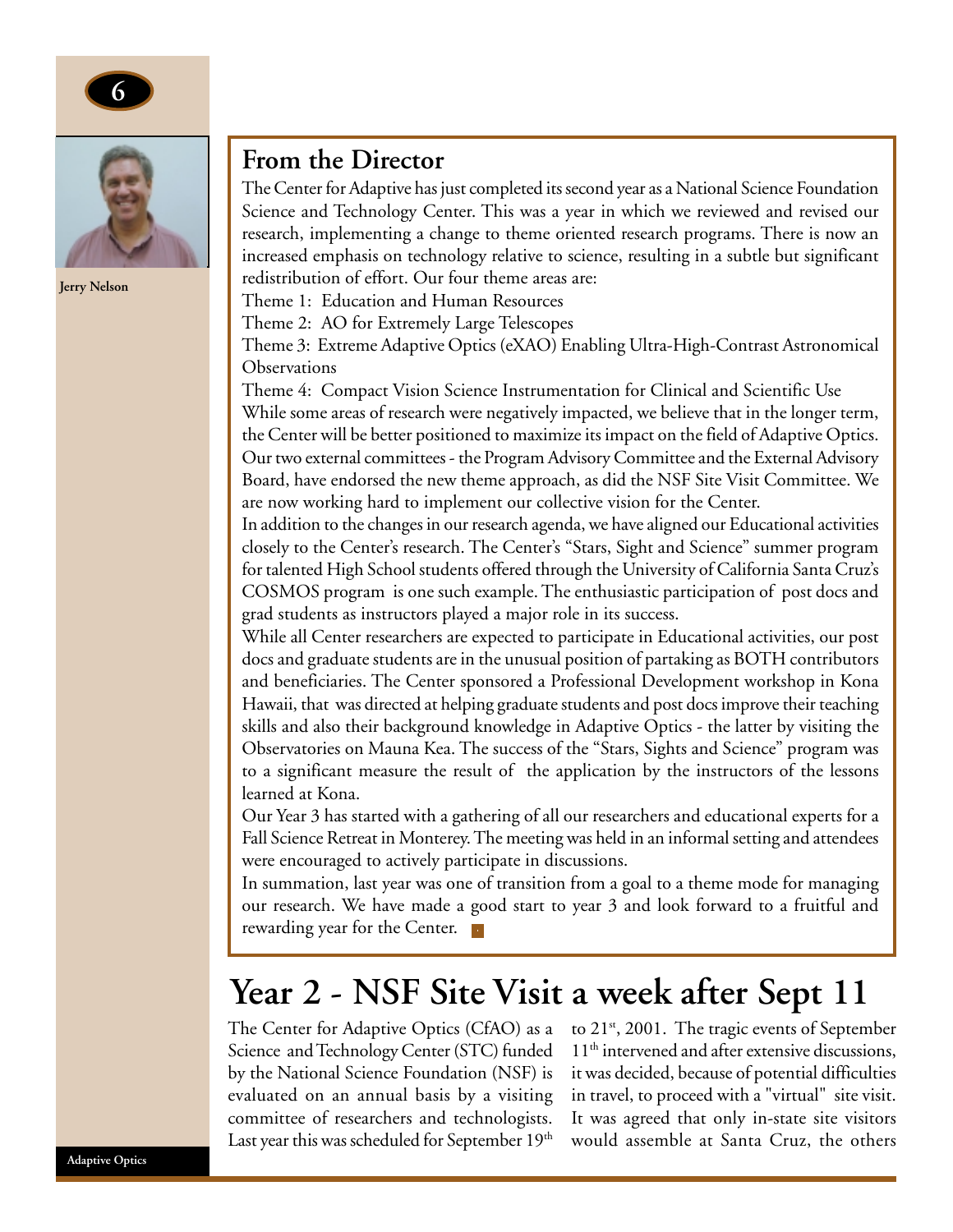Jerry Nelson

## From the Director

The Center for Adaptive has just completed its second year as a National Science Foundation Science and Technology Center. This was a year in which we reviewed and revised our research, implementing a change to theme oriented research programs. There is now an increased emphasis on technology relative to science, resulting in a subtle but significant redistribution of effort. Our four theme areas are:

Theme 1: Education and Human Resources

Theme 2: AO for Extremely Large Telescopes

Theme 3: Extreme Adaptive Optics (eXAO) Enabling Ultra-High-Contrast Astronomical Observations

Theme 4: Compact Vision Science Instrumentation for Clinical and Scientific Use

While some areas of research were negatively impacted, we believe that in the longer term, the Center will be better positioned to maximize its impact on the field of Adaptive Optics. Our two external committees - the Program Advisory Committee and the External Advisory Board, have endorsed the new theme approach, as did the NSF Site Visit Committee. We are now working hard to implement our collective vision for the Center.

In addition to the changes in our research agenda, we have aligned our Educational activities closely to the Center's research. The Center's "Stars, Sight and Science" summer program for talented High School students offered through the University of California Santa Cruz's COSMOS program is one such example. The enthusiastic participation of post docs and grad students as instructors played a major role in its success.

While all Center researchers are expected to participate in Educational activities, our post docs and graduate students are in the unusual position of partaking as BOTH contributors and beneficiaries. The Center sponsored a Professional Development workshop in Kona Hawaii, that was directed at helping graduate students and post docs improve their teaching skills and also their background knowledge in Adaptive Optics - the latter by visiting the Observatories on Mauna Kea. The success of the "Stars, Sights and Science" program was to a significant measure the result of the application by the instructors of the lessons learned at Kona.

Our Year 3 has started with a gathering of all our researchers and educational experts for a Fall Science Retreat in Monterey. The meeting was held in an informal setting and attendees were encouraged to actively participate in discussions.

In summation, last year was one of transition from a goal to a theme mode for managing our research. We have made a good start to year 3 and look forward to a fruitful and rewarding year for the Center.

# Year 2 - NSF Site Visit a week after Sept 11

The Center for Adaptive Optics (CfAO) as a Science and Technology Center (STC) funded by the National Science Foundation (NSF) is evaluated on an annual basis by a visiting committee of researchers and technologists. Last year this was scheduled for September 19th to 21st, 2001. The tragic events of September 11th intervened and after extensive discussions, it was decided, because of potential difficulties in travel, to proceed with a "virtual" site visit. It was agreed that only in-state site visitors would assemble at Santa Cruz, the others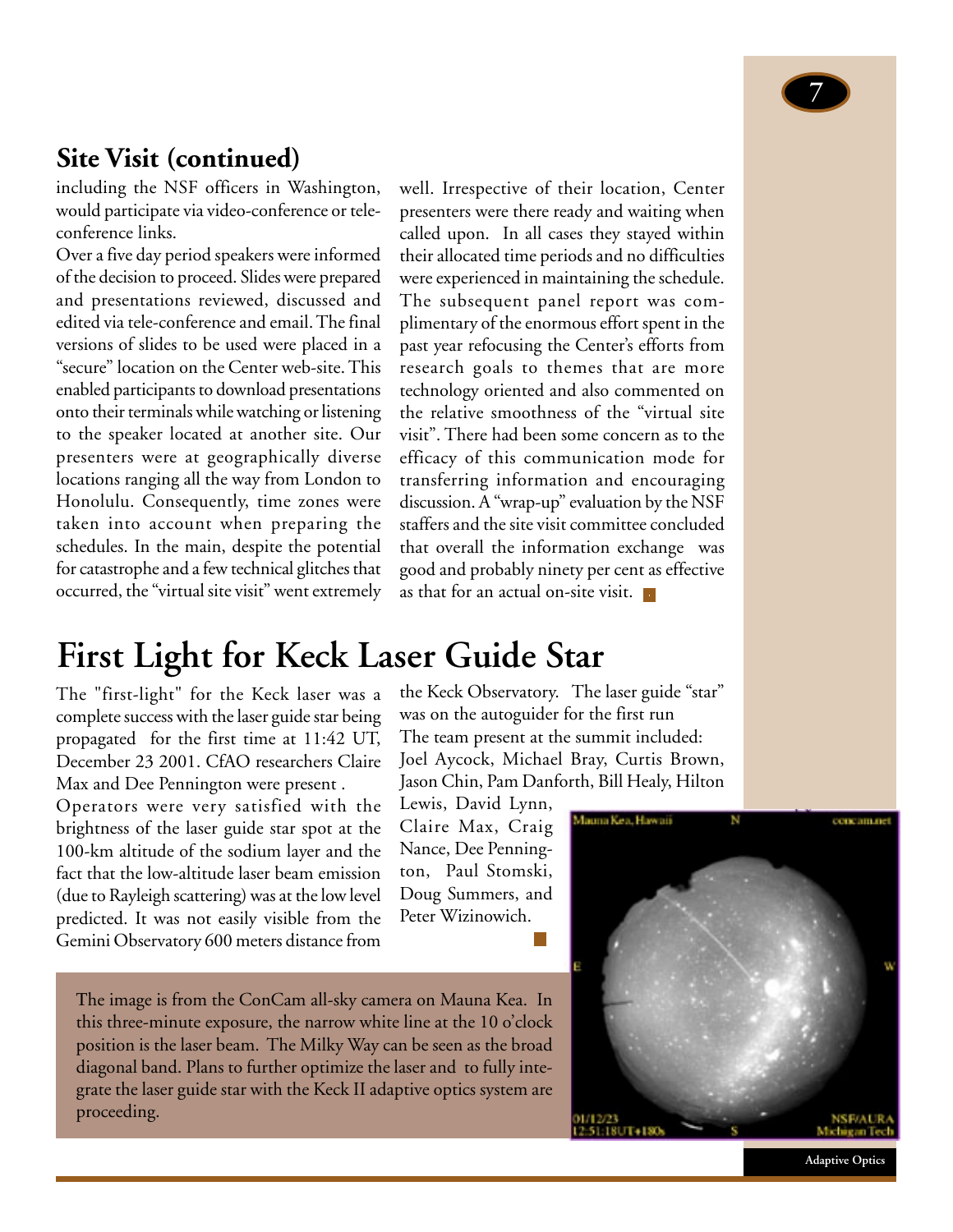## Site Visit (continued)

including the NSF officers in Washington, would participate via video-conference or tele-conference links.

Over a five day period speakers were informed of the decision to proceed. Slides were prepared and presentations reviewed, discussed and edited via tele-conference and email. The final versions of slides to be used were placed in a "secure" location on the Center web-site. This enabled participants to download presentations onto their terminals while watching or listening to the speaker located at another site. Our presenters were at geographically diverse locations ranging all the way from London to Honolulu. Consequently, time zones were taken into account when preparing the schedules. In the main, despite the potential for catastrophe and a few technical glitches that occurred, the "virtual site visit" went extremely well. Irrespective of their location, Center presenters were there ready and waiting when called upon. In all cases they stayed within their allocated time periods and no difficulties were experienced in maintaining the schedule. The subsequent panel report was complimentary of the enormous effort spent in the past year refocusing the Center's efforts from research goals to themes that are more technology oriented and also commented on the relative smoothness of the "virtual site visit". There had been some concern as to the efficacy of this communication mode for transferring information and encouraging discussion. A "wrap-up" evaluation by the NSF staffers and the site visit committee concluded that overall the information exchange was good and probably ninety per cent as effective as that for an actual on-site visit.

# First Light for Keck Laser Guide Star

The "first-light" for the Keck laser was a complete success with the laser guide star being propagated for the first time at 11:42 UT, December 23 2001. CfAO researchers Claire Max and Dee Pennington were present .

Operators were very satisfied with the brightness of the laser guide star spot at the 100-km altitude of the sodium layer and the fact that the low-altitude laser beam emission (due to Rayleigh scattering) was at the low level predicted. It was not easily visible from the Gemini Observatory 600 meters distance from the Keck Observatory. The laser guide "star" was on the autoguider for the first run

The team present at the summit included: Joel Aycock, Michael Bray, Curtis Brown, Jason Chin, Pam Danforth, Bill Healy, Hilton Lewis, David Lynn, Claire Max, Craig Nance, Dee Pennington, Paul Stomski, Doug Summers, and Peter Wizinowich.

The image is from the ConCam all-sky camera on Mauna Kea. In this three-minute exposure, the narrow white line at the 10 o'clock position is the laser beam. The Milky Way can be seen as the broad diagonal band. Plans to further optimize the laser and to fully integrate the laser guide star with the Keck II adaptive optics system are proceeding.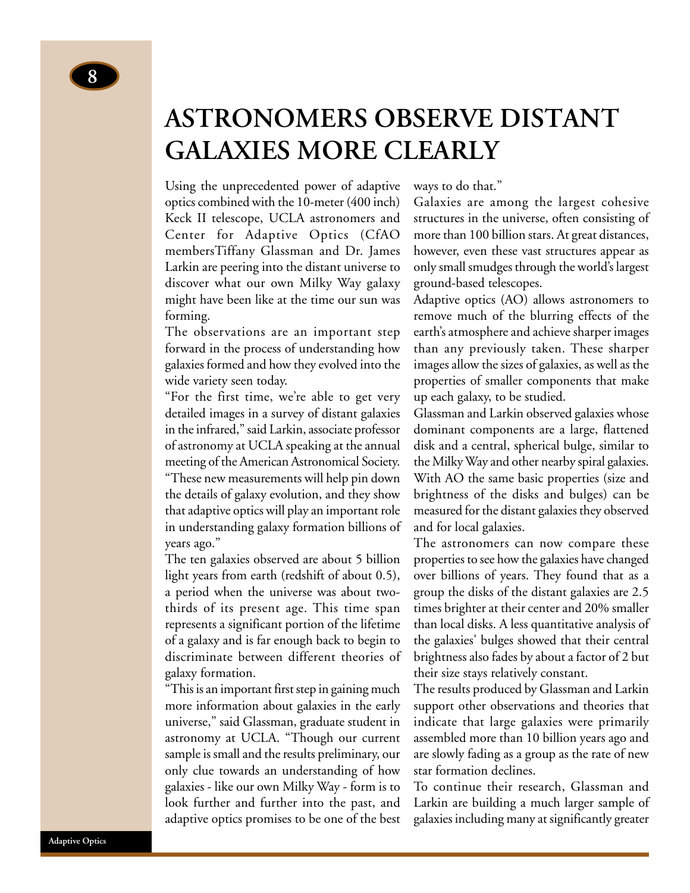# ASTRONOMERS OBSERVE DISTANT GALAXIES MORE CLEARLY

Using the unprecedented power of adaptive optics combined with the 10-meter (400 inch) Keck II telescope, UCLA astronomers and Center for Adaptive Optics (CfAO membersTiffany Glassman and Dr. James Larkin are peering into the distant universe to discover what our own Milky Way galaxy might have been like at the time our sun was forming.

The observations are an important step forward in the process of understanding how galaxies formed and how they evolved into the wide variety seen today.

"For the first time, we're able to get very detailed images in a survey of distant galaxies in the infrared," said Larkin, associate professor of astronomy at UCLA speaking at the annual meeting of the American Astronomical Society. "These new measurements will help pin down the details of galaxy evolution, and they show that adaptive optics will play an important role in understanding galaxy formation billions of years ago."

The ten galaxies observed are about 5 billion light years from earth (redshift of about 0.5), a period when the universe was about two-thirds of its present age. This time span represents a significant portion of the lifetime of a galaxy and is far enough back to begin to discriminate between different theories of galaxy formation.

"This is an important first step in gaining much more information about galaxies in the early universe," said Glassman, graduate student in astronomy at UCLA. "Though our current sample is small and the results preliminary, our only clue towards an understanding of how galaxies - like our own Milky Way - form is to look further and further into the past, and adaptive optics promises to be one of the best ways to do that."

Galaxies are among the largest cohesive structures in the universe, often consisting of more than 100 billion stars. At great distances, however, even these vast structures appear as only small smudges through the world's largest ground-based telescopes.

Adaptive optics (AO) allows astronomers to remove much of the blurring effects of the earth's atmosphere and achieve sharper images than any previously taken. These sharper images allow the sizes of galaxies, as well as the properties of smaller components that make up each galaxy, to be studied.

Glassman and Larkin observed galaxies whose dominant components are a large, flattened disk and a central, spherical bulge, similar to the Milky Way and other nearby spiral galaxies. With AO the same basic properties (size and brightness of the disks and bulges) can be measured for the distant galaxies they observed and for local galaxies.

The astronomers can now compare these properties to see how the galaxies have changed over billions of years. They found that as a group the disks of the distant galaxies are 2.5 times brighter at their center and 20% smaller than local disks. A less quantitative analysis of the galaxies' bulges showed that their central brightness also fades by about a factor of 2 but their size stays relatively constant.

The results produced by Glassman and Larkin support other observations and theories that indicate that large galaxies were primarily assembled more than 10 billion years ago and are slowly fading as a group as the rate of new star formation declines.

To continue their research, Glassman and Larkin are building a much larger sample of galaxies including many at significantly greater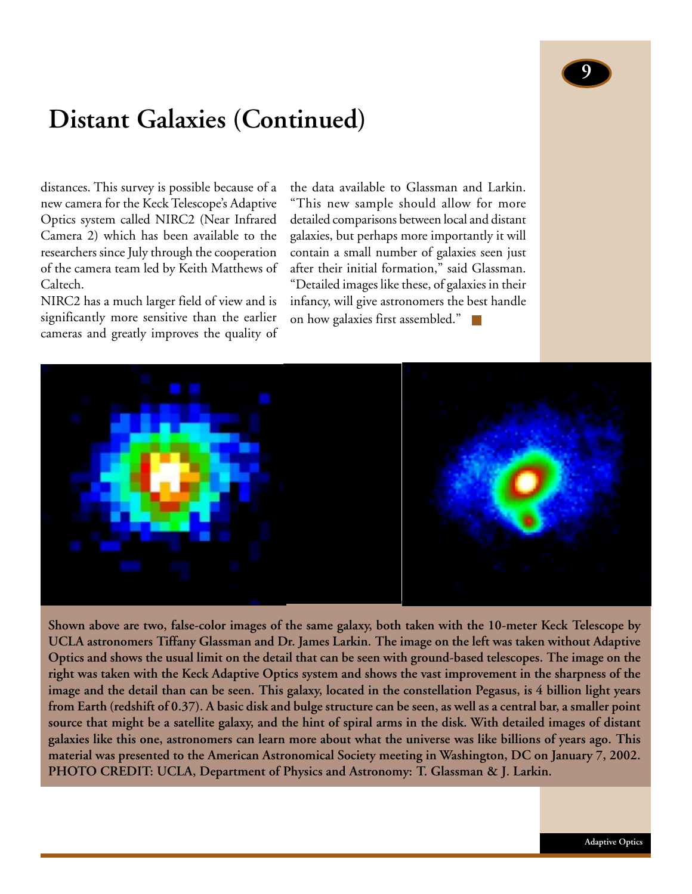# Distant Galaxies (Continued)

distances. This survey is possible because of a new camera for the Keck Telescope's Adaptive Optics system called NIRC2 (Near Infrared Camera 2) which has been available to the researchers since July through the cooperation of the camera team led by Keith Matthews of Caltech.

NIRC2 has a much larger field of view and is significantly more sensitive than the earlier cameras and greatly improves the quality of the data available to Glassman and Larkin. "This new sample should allow for more detailed comparisons between local and distant galaxies, but perhaps more importantly it will contain a small number of galaxies seen just after their initial formation," said Glassman. "Detailed images like these, of galaxies in their infancy, will give astronomers the best handle on how galaxies first assembled."

**Shown above are two, false-color images of the same galaxy, both taken with the 10-meter Keck Telescope by UCLA astronomers Tiffany Glassman and Dr. James Larkin. The image on the left was taken without Adaptive Optics and shows the usual limit on the detail that can be seen with ground-based telescopes. The image on the right was taken with the Keck Adaptive Optics system and shows the vast improvement in the sharpness of the image and the detail than can be seen. This galaxy, located in the constellation Pegasus, is 4 billion light years from Earth (redshift of 0.37). A basic disk and bulge structure can be seen, as well as a central bar, a smaller point source that might be a satellite galaxy, and the hint of spiral arms in the disk. With detailed images of distant galaxies like this one, astronomers can learn more about what the universe was like billions of years ago. This material was presented to the American Astronomical Society meeting in Washington, DC on January 7, 2002. PHOTO CREDIT: UCLA, Department of Physics and Astronomy: T. Glassman & J. Larkin.**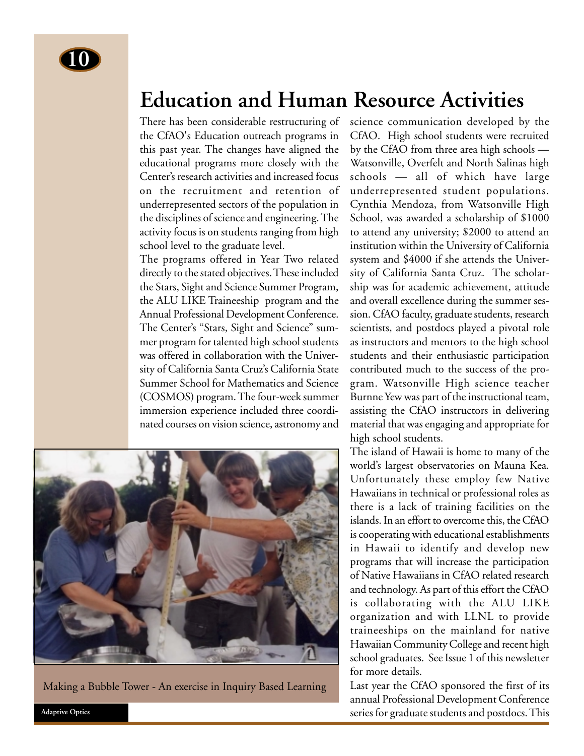# Education and Human Resource Activities

There has been considerable restructuring of the CfAO's Education outreach programs in this past year. The changes have aligned the educational programs more closely with the Center's research activities and increased focus on the recruitment and retention of underrepresented sectors of the population in the disciplines of science and engineering. The activity focus is on students ranging from high school level to the graduate level.

The programs offered in Year Two related directly to the stated objectives. These included the Stars, Sight and Science Summer Program, the ALU LIKE Traineeship program and the Annual Professional Development Conference. The Center's "Stars, Sight and Science" summer program for talented high school students was offered in collaboration with the University of California Santa Cruz's California State Summer School for Mathematics and Science (COSMOS) program. The four-week summer immersion experience included three coordinated courses on vision science, astronomy and science communication developed by the CfAO. High school students were recruited by the CfAO from three area high schools — Watsonville, Overfelt and North Salinas high schools — all of which have large underrepresented student populations. Cynthia Mendoza, from Watsonville High School, was awarded a scholarship of $1000 to attend any university; $2000 to attend an institution within the University of California system and $4000 if she attends the University of California Santa Cruz. The scholarship was for academic achievement, attitude and overall excellence during the summer session. CfAO faculty, graduate students, research scientists, and postdocs played a pivotal role as instructors and mentors to the high school students and their enthusiastic participation contributed much to the success of the program. Watsonville High science teacher Burnne Yew was part of the instructional team, assisting the CfAO instructors in delivering material that was engaging and appropriate for high school students.

Making a Bubble Tower - An exercise in Inquiry Based Learning

The island of Hawaii is home to many of the world's largest observatories on Mauna Kea. Unfortunately these employ few Native Hawaiians in technical or professional roles as there is a lack of training facilities on the islands. In an effort to overcome this, the CfAO is cooperating with educational establishments in Hawaii to identify and develop new programs that will increase the participation of Native Hawaiians in CfAO related research and technology. As part of this effort the CfAO is collaborating with the ALU LIKE organization and with LLNL to provide traineeships on the mainland for native Hawaiian Community College and recent high school graduates. See Issue 1 of this newsletter for more details.

Last year the CfAO sponsored the first of its annual Professional Development Conference series for graduate students and postdocs. This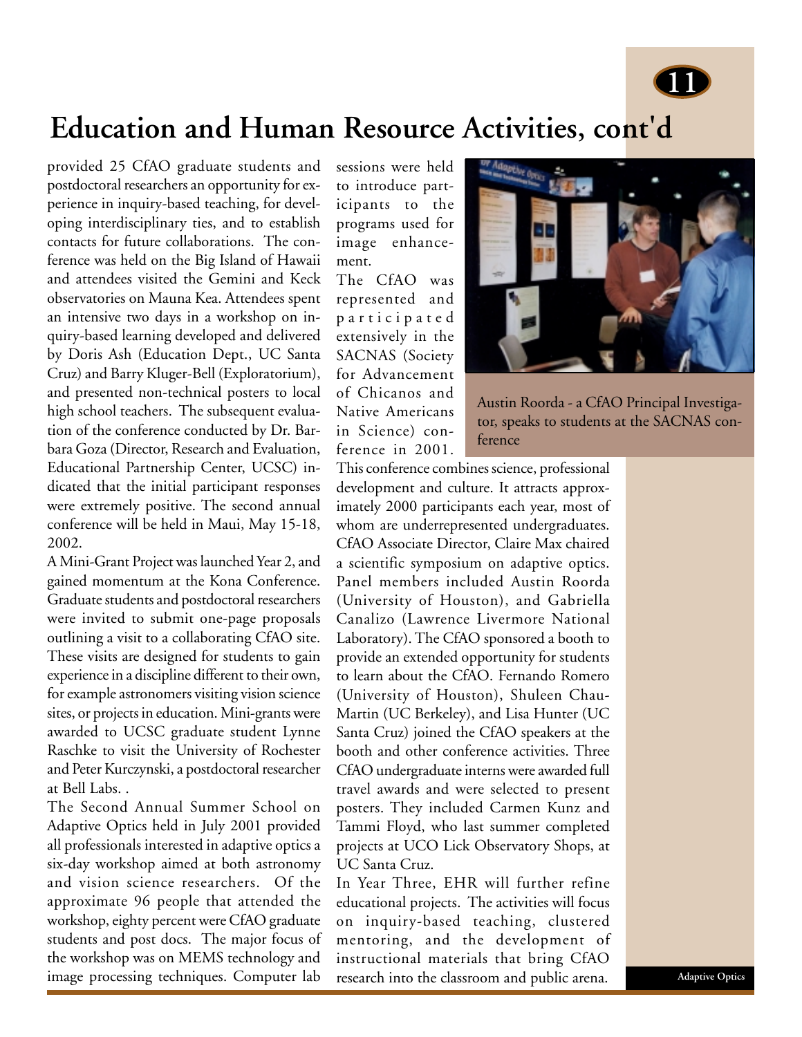# Education and Human Resource Activities, cont'd

provided 25 CfAO graduate students and postdoctoral researchers an opportunity for experience in inquiry-based teaching, for developing interdisciplinary ties, and to establish contacts for future collaborations. The conference was held on the Big Island of Hawaii and attendees visited the Gemini and Keck observatories on Mauna Kea. Attendees spent an intensive two days in a workshop on inquiry-based learning developed and delivered by Doris Ash (Education Dept., UC Santa Cruz) and Barry Kluger-Bell (Exploratorium), and presented non-technical posters to local high school teachers. The subsequent evaluation of the conference conducted by Dr. Barbara Goza (Director, Research and Evaluation, Educational Partnership Center, UCSC) indicated that the initial participant responses were extremely positive. The second annual conference will be held in Maui, May 15-18, 2002.

A Mini-Grant Project was launched Year 2, and gained momentum at the Kona Conference. Graduate students and postdoctoral researchers were invited to submit one-page proposals outlining a visit to a collaborating CfAO site. These visits are designed for students to gain experience in a discipline different to their own, for example astronomers visiting vision science sites, or projects in education. Mini-grants were awarded to UCSC graduate student Lynne Raschke to visit the University of Rochester and Peter Kurczynski, a postdoctoral researcher at Bell Labs. .

The Second Annual Summer School on Adaptive Optics held in July 2001 provided all professionals interested in adaptive optics a six-day workshop aimed at both astronomy and vision science researchers. Of the approximate 96 people that attended the workshop, eighty percent were CfAO graduate students and post docs. The major focus of the workshop was on MEMS technology and image processing techniques. Computer lab sessions were held to introduce participants to the programs used for image enhancement.

The CfAO was represented and participated extensively in the SACNAS (Society for Advancement of Chicanos and Native Americans in Science) conference in 2001. This conference combines science, professional development and culture. It attracts approximately 2000 participants each year, most of whom are underrepresented undergraduates. CfAO Associate Director, Claire Max chaired a scientific symposium on adaptive optics. Panel members included Austin Roorda (University of Houston), and Gabriella Canalizo (Lawrence Livermore National Laboratory). The CfAO sponsored a booth to provide an extended opportunity for students to learn about the CfAO. Fernando Romero (University of Houston), Shuleen Chau-Martin (UC Berkeley), and Lisa Hunter (UC Santa Cruz) joined the CfAO speakers at the booth and other conference activities. Three CfAO undergraduate interns were awarded full travel awards and were selected to present posters. They included Carmen Kunz and Tammi Floyd, who last summer completed projects at UCO Lick Observatory Shops, at UC Santa Cruz.

Austin Roorda - a CfAO Principal Investigator, speaks to students at the SACNAS conference

In Year Three, EHR will further refine educational projects. The activities will focus on inquiry-based teaching, clustered mentoring, and the development of instructional materials that bring CfAO research into the classroom and public arena.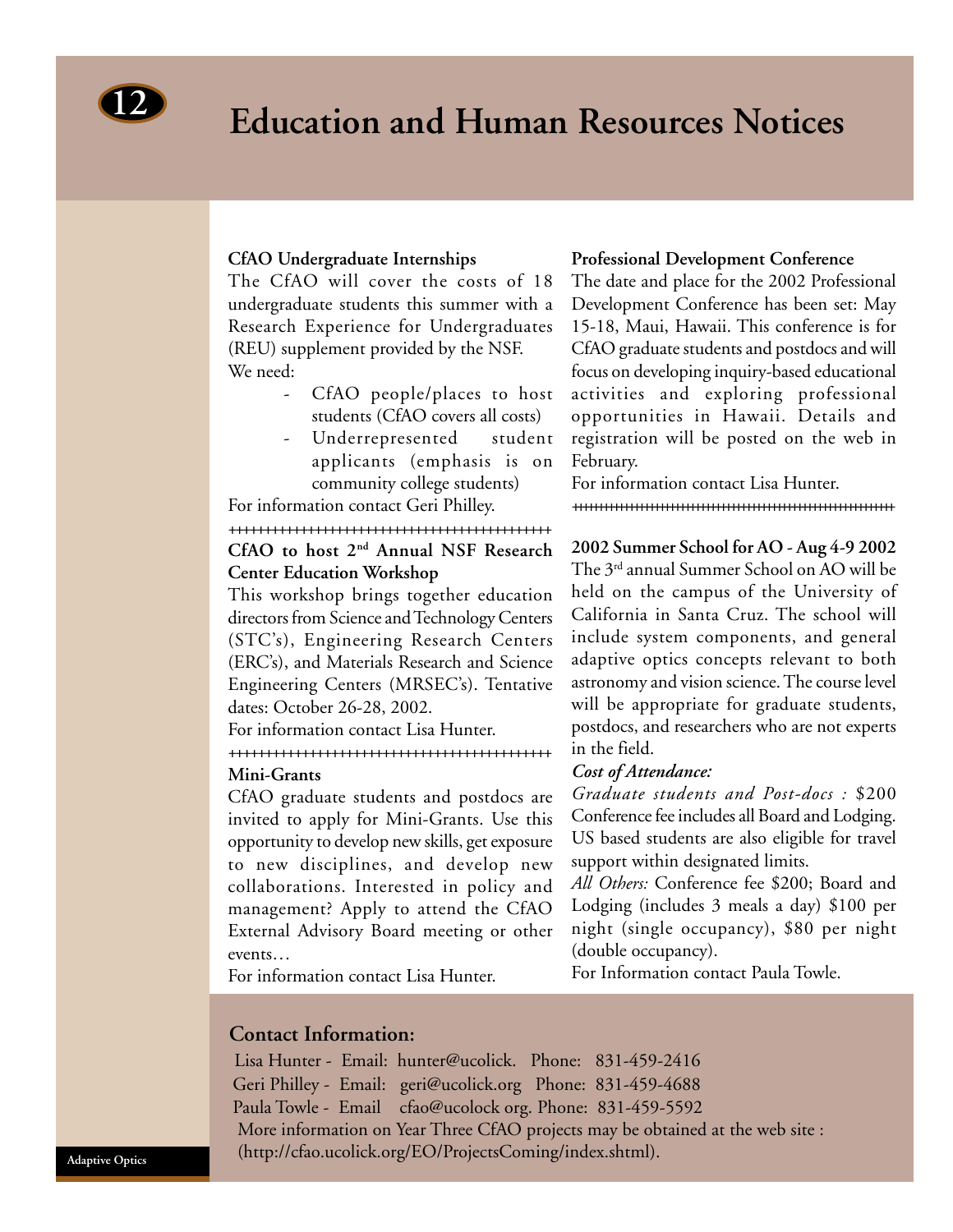# Education and Human Resources Notices

**CfAO Undergraduate Internships**

The CfAO will cover the costs of 18 undergraduate students this summer with a Research Experience for Undergraduates (REU) supplement provided by the NSF.

We need:

- CfAO people/places to host students (CfAO covers all costs)
- Underrepresented student applicants (emphasis is on community college students)

For information contact Geri Philley.

++++++++++++++++++++++++++++++++++++++++++++

**CfAO to host 2nd Annual NSF Research Center Education Workshop**

This workshop brings together education directors from Science and Technology Centers (STC's), Engineering Research Centers (ERC's), and Materials Research and Science Engineering Centers (MRSEC's). Tentative dates: October 26-28, 2002.

For information contact Lisa Hunter.

++++++++++++++++++++++++++++++++++++++++++++

**Mini-Grants**

CfAO graduate students and postdocs are invited to apply for Mini-Grants. Use this opportunity to develop new skills, get exposure to new disciplines, and develop new collaborations. Interested in policy and management? Apply to attend the CfAO External Advisory Board meeting or other events…

For information contact Lisa Hunter.

**Professional Development Conference**

The date and place for the 2002 Professional Development Conference has been set: May 15-18, Maui, Hawaii. This conference is for CfAO graduate students and postdocs and will focus on developing inquiry-based educational activities and exploring professional opportunities in Hawaii. Details and registration will be posted on the web in February.

For information contact Lisa Hunter.

++++++++++++++++++++++++++++++++++++++++++++

**2002 Summer School for AO - Aug 4-9 2002**

The 3rd annual Summer School on AO will be held on the campus of the University of California in Santa Cruz. The school will include system components, and general adaptive optics concepts relevant to both astronomy and vision science. The course level will be appropriate for graduate students, postdocs, and researchers who are not experts in the field.

***Cost of Attendance:***

*Graduate students and Post-docs :* $200 Conference fee includes all Board and Lodging. US based students are also eligible for travel support within designated limits.

*All Others:* Conference fee $200; Board and Lodging (includes 3 meals a day) $100 per night (single occupancy), $80 per night (double occupancy).

For Information contact Paula Towle.

## Contact Information:

Lisa Hunter - Email: hunter@ucolick. Phone: 831-459-2416
Geri Philley - Email: geri@ucolick.org Phone: 831-459-4688
Paula Towle - Email cfao@ucolock org. Phone: 831-459-5592
More information on Year Three CfAO projects may be obtained at the web site : (http://cfao.ucolick.org/EO/ProjectsComing/index.shtml).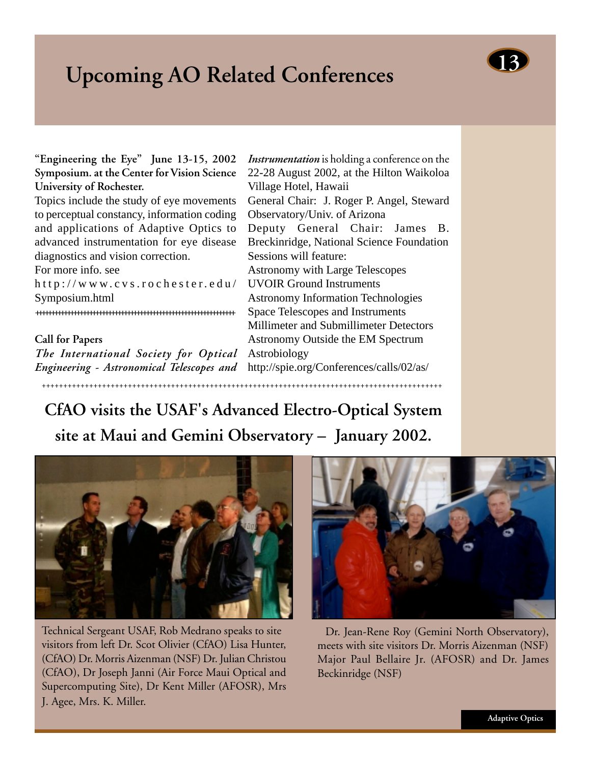# Upcoming AO Related Conferences

**"Engineering the Eye" June 13-15, 2002 Symposium. at the Center for Vision Science University of Rochester.**

Topics include the study of eye movements to perceptual constancy, information coding and applications of Adaptive Optics to advanced instrumentation for eye disease diagnostics and vision correction.

For more info. see http://www.cvs.rochester.edu/Symposium.html

++++++++++++++++++++++++++++++++++++++++++++++++++++++

**Call for Papers**

*The International Society for Optical Engineering - Astronomical Telescopes and Instrumentation* is holding a conference on the 22-28 August 2002, at the Hilton Waikoloa Village Hotel, Hawaii

General Chair: J. Roger P. Angel, Steward Observatory/Univ. of Arizona

Deputy General Chair: James B. Breckinridge, National Science Foundation

Sessions will feature:

Astronomy with Large Telescopes
UVOIR Ground Instruments
Astronomy Information Technologies
Space Telescopes and Instruments
Millimeter and Submillimeter Detectors
Astronomy Outside the EM Spectrum
Astrobiology

http://spie.org/Conferences/calls/02/as/

++++++++++++++++++++++++++++++++++++++++++++++++++++++++++++++++++++++++++++++++++++++++++++++++

## CfAO visits the USAF's Advanced Electro-Optical System site at Maui and Gemini Observatory – January 2002.

Technical Sergeant USAF, Rob Medrano speaks to site visitors from left Dr. Scot Olivier (CfAO) Lisa Hunter, (CfAO) Dr. Morris Aizenman (NSF) Dr. Julian Christou (CfAO), Dr Joseph Janni (Air Force Maui Optical and Supercomputing Site), Dr Kent Miller (AFOSR), Mrs J. Agee, Mrs. K. Miller.

Dr. Jean-Rene Roy (Gemini North Observatory), meets with site visitors Dr. Morris Aizenman (NSF) Major Paul Bellaire Jr. (AFOSR) and Dr. James Beckinridge (NSF)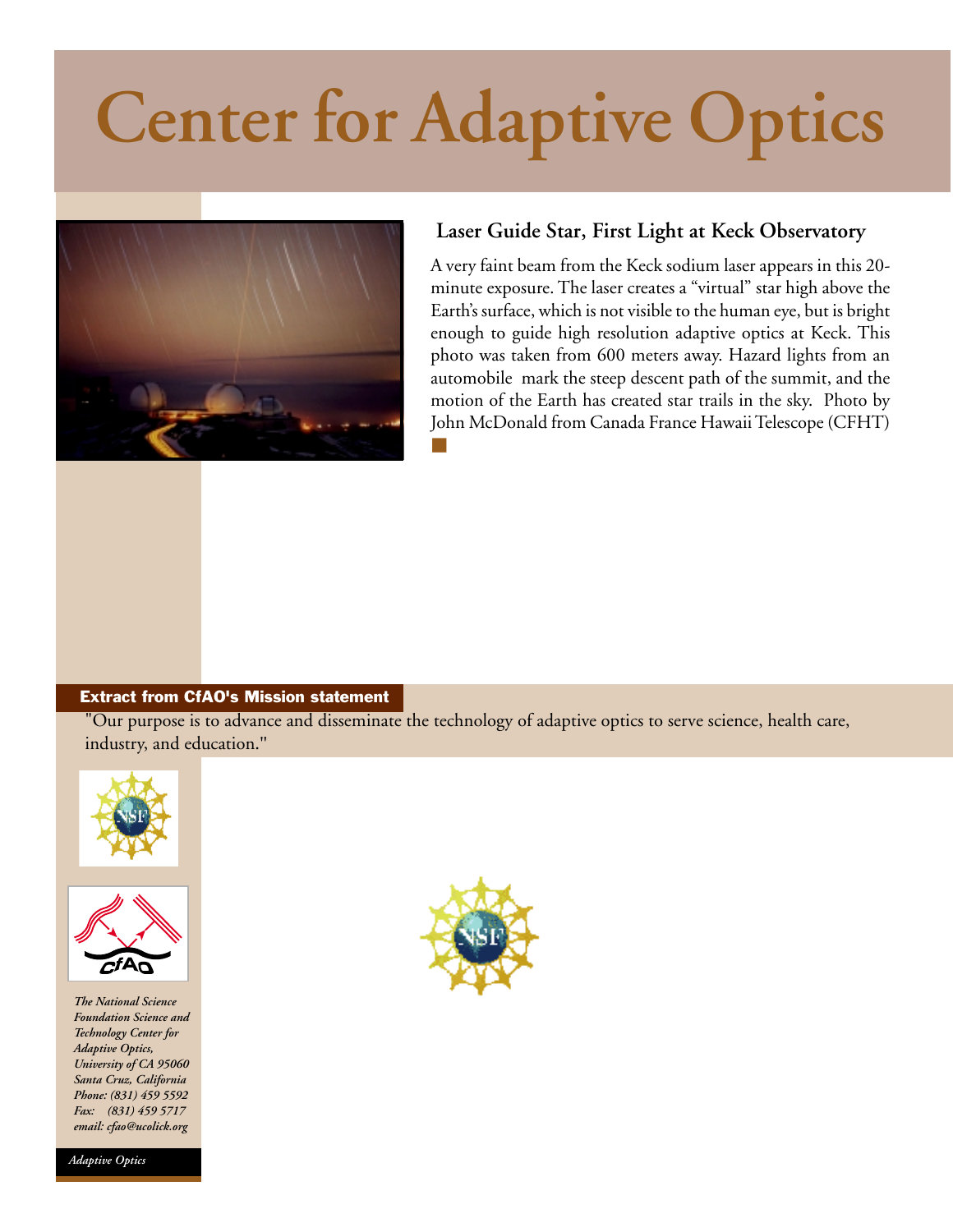# Center for Adaptive Optics

### Laser Guide Star, First Light at Keck Observatory

A very faint beam from the Keck sodium laser appears in this 20-minute exposure. The laser creates a "virtual" star high above the Earth's surface, which is not visible to the human eye, but is bright enough to guide high resolution adaptive optics at Keck. This photo was taken from 600 meters away. Hazard lights from an automobile mark the steep descent path of the summit, and the motion of the Earth has created star trails in the sky. Photo by John McDonald from Canada France Hawaii Telescope (CFHT) ■

**Extract from CfAO's Mission statement**

"Our purpose is to advance and disseminate the technology of adaptive optics to serve science, health care, industry, and education."

*The National Science Foundation Science and Technology Center for Adaptive Optics, University of CA 95060 Santa Cruz, California Phone: (831) 459 5592 Fax: (831) 459 5717 email: cfao@ucolick.org*

*Adaptive Optics*